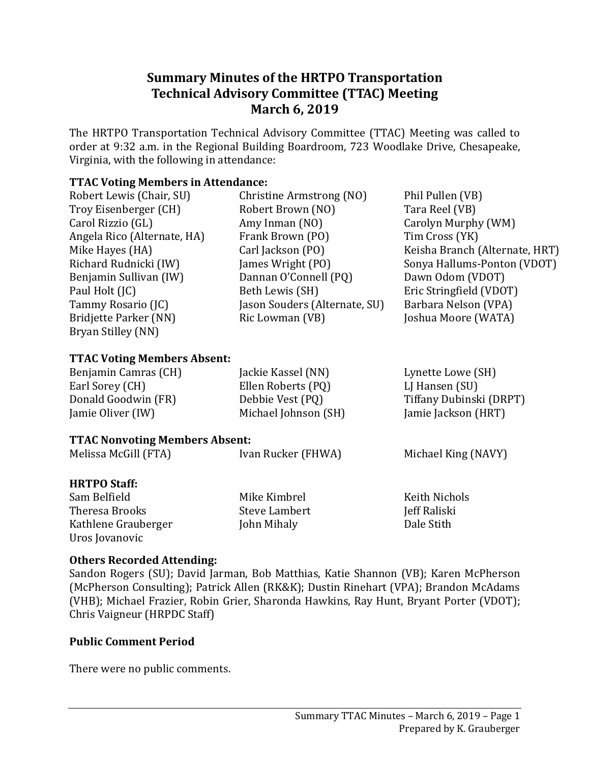# Summary Minutes of the HRTPO Transportation Technical Advisory Committee (TTAC) Meeting
## March 6, 2019

The HRTPO Transportation Technical Advisory Committee (TTAC) Meeting was called to order at 9:32 a.m. in the Regional Building Boardroom, 723 Woodlake Drive, Chesapeake, Virginia, with the following in attendance:

**TTAC Voting Members in Attendance:**

Robert Lewis (Chair, SU)
Troy Eisenberger (CH)
Carol Rizzio (GL)
Angela Rico (Alternate, HA)
Mike Hayes (HA)
Richard Rudnicki (IW)
Benjamin Sullivan (IW)
Paul Holt (JC)
Tammy Rosario (JC)
Bridjette Parker (NN)
Bryan Stilley (NN)
Christine Armstrong (NO)
Robert Brown (NO)
Amy Inman (NO)
Frank Brown (PO)
Carl Jackson (PO)
James Wright (PO)
Dannan O'Connell (PQ)
Beth Lewis (SH)
Jason Souders (Alternate, SU)
Ric Lowman (VB)
Phil Pullen (VB)
Tara Reel (VB)
Carolyn Murphy (WM)
Tim Cross (YK)
Keisha Branch (Alternate, HRT)
Sonya Hallums-Ponton (VDOT)
Dawn Odom (VDOT)
Eric Stringfield (VDOT)
Barbara Nelson (VPA)
Joshua Moore (WATA)

**TTAC Voting Members Absent:**

Benjamin Camras (CH)
Earl Sorey (CH)
Donald Goodwin (FR)
Jamie Oliver (IW)
Jackie Kassel (NN)
Ellen Roberts (PQ)
Debbie Vest (PQ)
Michael Johnson (SH)
Lynette Lowe (SH)
LJ Hansen (SU)
Tiffany Dubinski (DRPT)
Jamie Jackson (HRT)

**TTAC Nonvoting Members Absent:**

Melissa McGill (FTA)
Ivan Rucker (FHWA)
Michael King (NAVY)

**HRTPO Staff:**

Sam Belfield
Theresa Brooks
Kathlene Grauberger
Uros Jovanovic
Mike Kimbrel
Steve Lambert
John Mihaly
Keith Nichols
Jeff Raliski
Dale Stith

**Others Recorded Attending:**

Sandon Rogers (SU); David Jarman, Bob Matthias, Katie Shannon (VB); Karen McPherson (McPherson Consulting); Patrick Allen (RK&K); Dustin Rinehart (VPA); Brandon McAdams (VHB); Michael Frazier, Robin Grier, Sharonda Hawkins, Ray Hunt, Bryant Porter (VDOT); Chris Vaigneur (HRPDC Staff)

**Public Comment Period**

There were no public comments.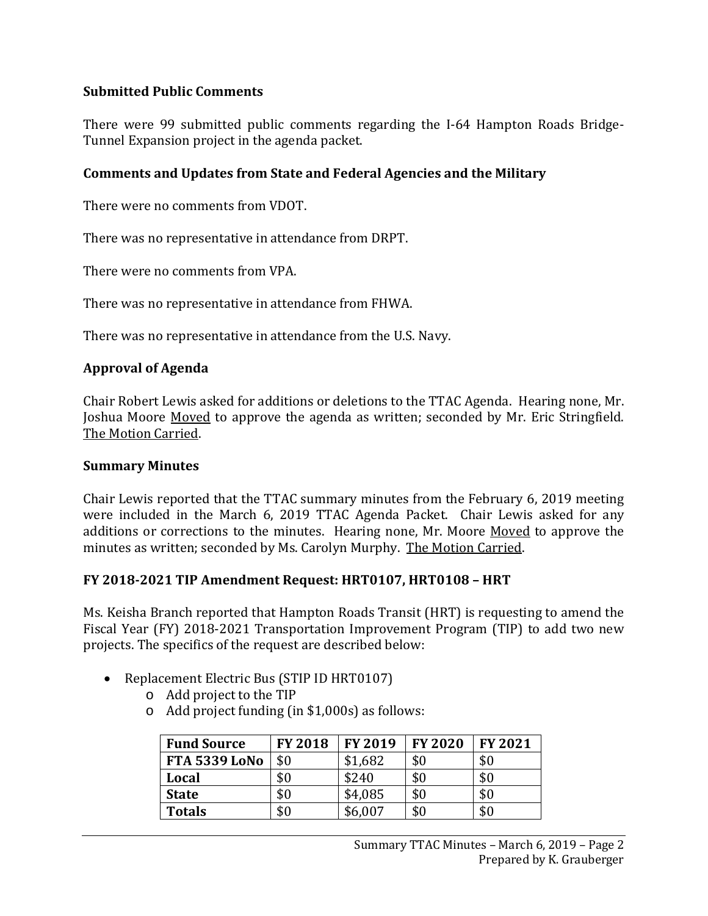### Submitted Public Comments

There were 99 submitted public comments regarding the I-64 Hampton Roads Bridge-Tunnel Expansion project in the agenda packet.

### Comments and Updates from State and Federal Agencies and the Military

There were no comments from VDOT.

There was no representative in attendance from DRPT.

There were no comments from VPA.

There was no representative in attendance from FHWA.

There was no representative in attendance from the U.S. Navy.

### Approval of Agenda

Chair Robert Lewis asked for additions or deletions to the TTAC Agenda. Hearing none, Mr. Joshua Moore Moved to approve the agenda as written; seconded by Mr. Eric Stringfield. The Motion Carried.

### Summary Minutes

Chair Lewis reported that the TTAC summary minutes from the February 6, 2019 meeting were included in the March 6, 2019 TTAC Agenda Packet. Chair Lewis asked for any additions or corrections to the minutes. Hearing none, Mr. Moore Moved to approve the minutes as written; seconded by Ms. Carolyn Murphy. The Motion Carried.

### FY 2018-2021 TIP Amendment Request: HRT0107, HRT0108 – HRT

Ms. Keisha Branch reported that Hampton Roads Transit (HRT) is requesting to amend the Fiscal Year (FY) 2018-2021 Transportation Improvement Program (TIP) to add two new projects. The specifics of the request are described below:

- Replacement Electric Bus (STIP ID HRT0107)
  - Add project to the TIP
  - Add project funding (in $1,000s) as follows:

| Fund Source | FY 2018 | FY 2019 | FY 2020 | FY 2021 |
|---|---|---|---|---|
| **FTA 5339 LoNo** | $0 | $1,682 | $0 | $0 |
| **Local** | $0 | $240 | $0 | $0 |
| **State** | $0 | $4,085 | $0 | $0 |
| **Totals** | $0 | $6,007 | $0 | $0 |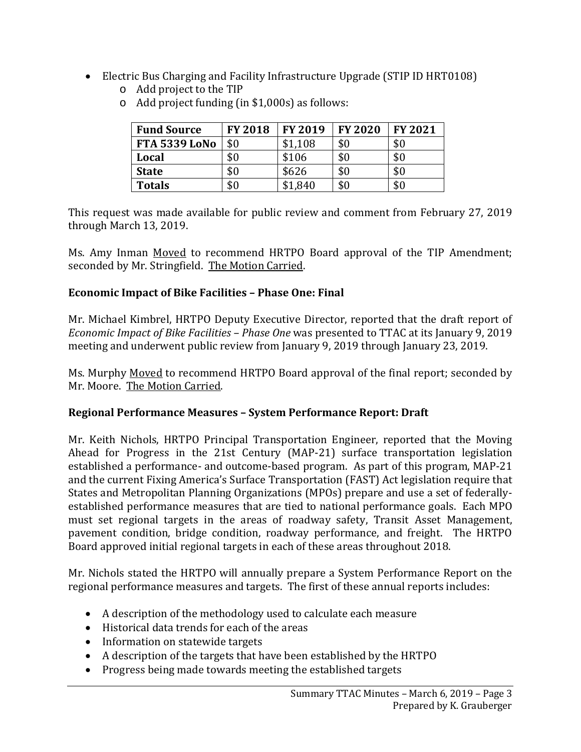- Electric Bus Charging and Facility Infrastructure Upgrade (STIP ID HRT0108)
  - Add project to the TIP
  - Add project funding (in $1,000s) as follows:

| Fund Source | FY 2018 | FY 2019 | FY 2020 | FY 2021 |
|---|---|---|---|---|
| **FTA 5339 LoNo** | $0 | $1,108 | $0 | $0 |
| **Local** | $0 | $106 | $0 | $0 |
| **State** | $0 | $626 | $0 | $0 |
| **Totals** | $0 | $1,840 | $0 | $0 |

This request was made available for public review and comment from February 27, 2019 through March 13, 2019.

Ms. Amy Inman Moved to recommend HRTPO Board approval of the TIP Amendment; seconded by Mr. Stringfield. The Motion Carried.

**Economic Impact of Bike Facilities – Phase One: Final**

Mr. Michael Kimbrel, HRTPO Deputy Executive Director, reported that the draft report of *Economic Impact of Bike Facilities – Phase One* was presented to TTAC at its January 9, 2019 meeting and underwent public review from January 9, 2019 through January 23, 2019.

Ms. Murphy Moved to recommend HRTPO Board approval of the final report; seconded by Mr. Moore. The Motion Carried.

**Regional Performance Measures – System Performance Report: Draft**

Mr. Keith Nichols, HRTPO Principal Transportation Engineer, reported that the Moving Ahead for Progress in the 21st Century (MAP-21) surface transportation legislation established a performance- and outcome-based program. As part of this program, MAP-21 and the current Fixing America's Surface Transportation (FAST) Act legislation require that States and Metropolitan Planning Organizations (MPOs) prepare and use a set of federally-established performance measures that are tied to national performance goals. Each MPO must set regional targets in the areas of roadway safety, Transit Asset Management, pavement condition, bridge condition, roadway performance, and freight. The HRTPO Board approved initial regional targets in each of these areas throughout 2018.

Mr. Nichols stated the HRTPO will annually prepare a System Performance Report on the regional performance measures and targets. The first of these annual reports includes:

- A description of the methodology used to calculate each measure
- Historical data trends for each of the areas
- Information on statewide targets
- A description of the targets that have been established by the HRTPO
- Progress being made towards meeting the established targets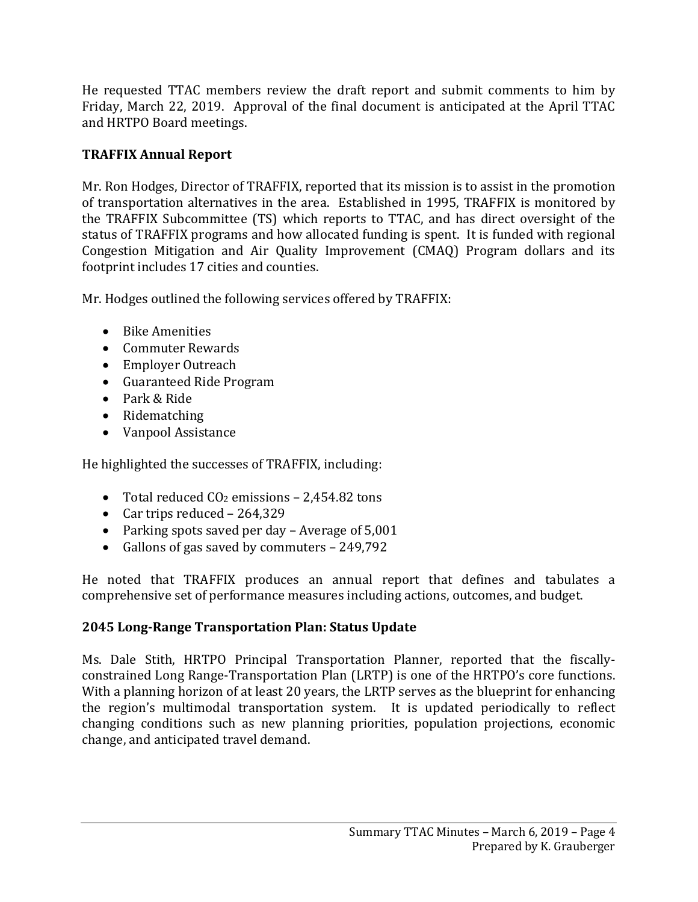He requested TTAC members review the draft report and submit comments to him by Friday, March 22, 2019. Approval of the final document is anticipated at the April TTAC and HRTPO Board meetings.

**TRAFFIX Annual Report**

Mr. Ron Hodges, Director of TRAFFIX, reported that its mission is to assist in the promotion of transportation alternatives in the area. Established in 1995, TRAFFIX is monitored by the TRAFFIX Subcommittee (TS) which reports to TTAC, and has direct oversight of the status of TRAFFIX programs and how allocated funding is spent. It is funded with regional Congestion Mitigation and Air Quality Improvement (CMAQ) Program dollars and its footprint includes 17 cities and counties.

Mr. Hodges outlined the following services offered by TRAFFIX:

- Bike Amenities
- Commuter Rewards
- Employer Outreach
- Guaranteed Ride Program
- Park & Ride
- Ridematching
- Vanpool Assistance

He highlighted the successes of TRAFFIX, including:

- Total reduced $CO_2$ emissions – 2,454.82 tons
- Car trips reduced – 264,329
- Parking spots saved per day – Average of 5,001
- Gallons of gas saved by commuters – 249,792

He noted that TRAFFIX produces an annual report that defines and tabulates a comprehensive set of performance measures including actions, outcomes, and budget.

**2045 Long-Range Transportation Plan: Status Update**

Ms. Dale Stith, HRTPO Principal Transportation Planner, reported that the fiscally-constrained Long Range-Transportation Plan (LRTP) is one of the HRTPO's core functions. With a planning horizon of at least 20 years, the LRTP serves as the blueprint for enhancing the region's multimodal transportation system. It is updated periodically to reflect changing conditions such as new planning priorities, population projections, economic change, and anticipated travel demand.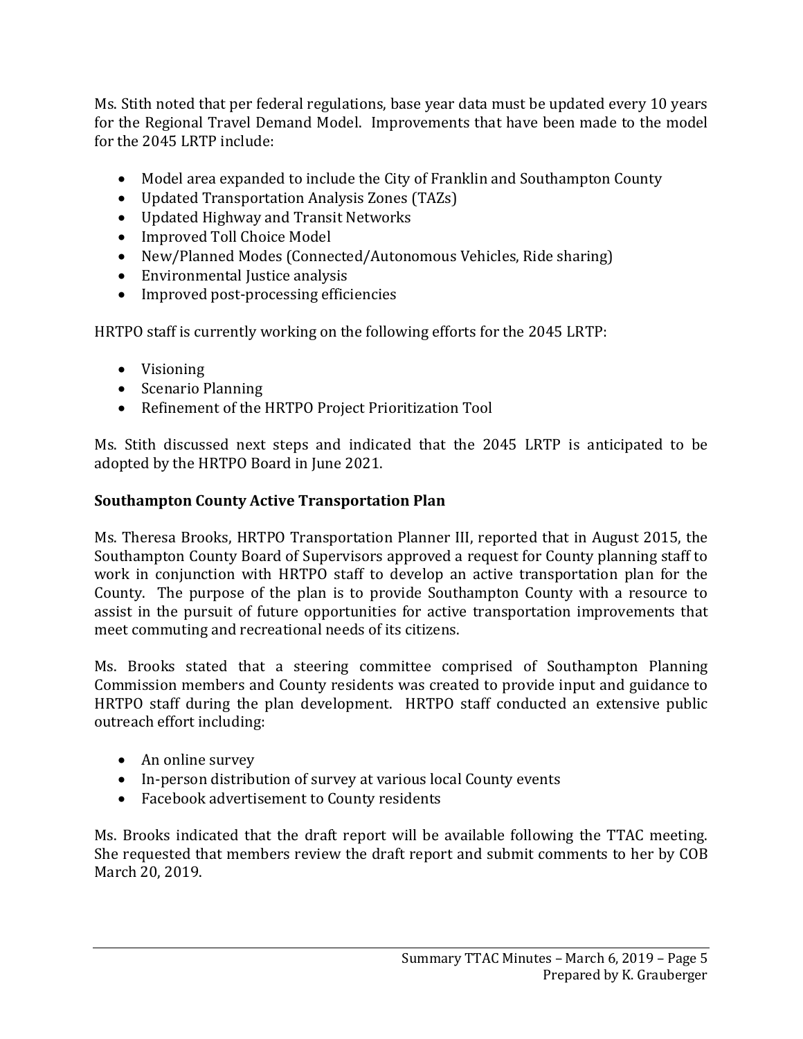Ms. Stith noted that per federal regulations, base year data must be updated every 10 years for the Regional Travel Demand Model. Improvements that have been made to the model for the 2045 LRTP include:

- Model area expanded to include the City of Franklin and Southampton County
- Updated Transportation Analysis Zones (TAZs)
- Updated Highway and Transit Networks
- Improved Toll Choice Model
- New/Planned Modes (Connected/Autonomous Vehicles, Ride sharing)
- Environmental Justice analysis
- Improved post-processing efficiencies

HRTPO staff is currently working on the following efforts for the 2045 LRTP:

- Visioning
- Scenario Planning
- Refinement of the HRTPO Project Prioritization Tool

Ms. Stith discussed next steps and indicated that the 2045 LRTP is anticipated to be adopted by the HRTPO Board in June 2021.

**Southampton County Active Transportation Plan**

Ms. Theresa Brooks, HRTPO Transportation Planner III, reported that in August 2015, the Southampton County Board of Supervisors approved a request for County planning staff to work in conjunction with HRTPO staff to develop an active transportation plan for the County. The purpose of the plan is to provide Southampton County with a resource to assist in the pursuit of future opportunities for active transportation improvements that meet commuting and recreational needs of its citizens.

Ms. Brooks stated that a steering committee comprised of Southampton Planning Commission members and County residents was created to provide input and guidance to HRTPO staff during the plan development. HRTPO staff conducted an extensive public outreach effort including:

- An online survey
- In-person distribution of survey at various local County events
- Facebook advertisement to County residents

Ms. Brooks indicated that the draft report will be available following the TTAC meeting. She requested that members review the draft report and submit comments to her by COB March 20, 2019.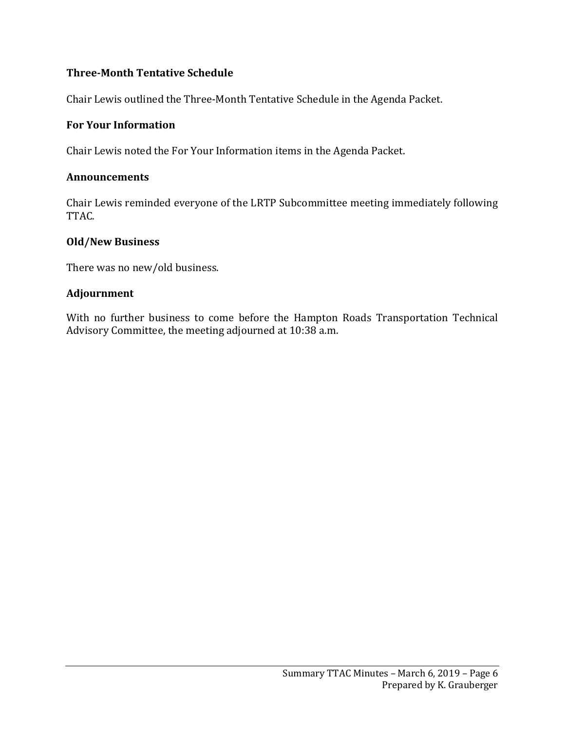**Three-Month Tentative Schedule**

Chair Lewis outlined the Three-Month Tentative Schedule in the Agenda Packet.

**For Your Information**

Chair Lewis noted the For Your Information items in the Agenda Packet.

**Announcements**

Chair Lewis reminded everyone of the LRTP Subcommittee meeting immediately following TTAC.

**Old/New Business**

There was no new/old business.

**Adjournment**

With no further business to come before the Hampton Roads Transportation Technical Advisory Committee, the meeting adjourned at 10:38 a.m.